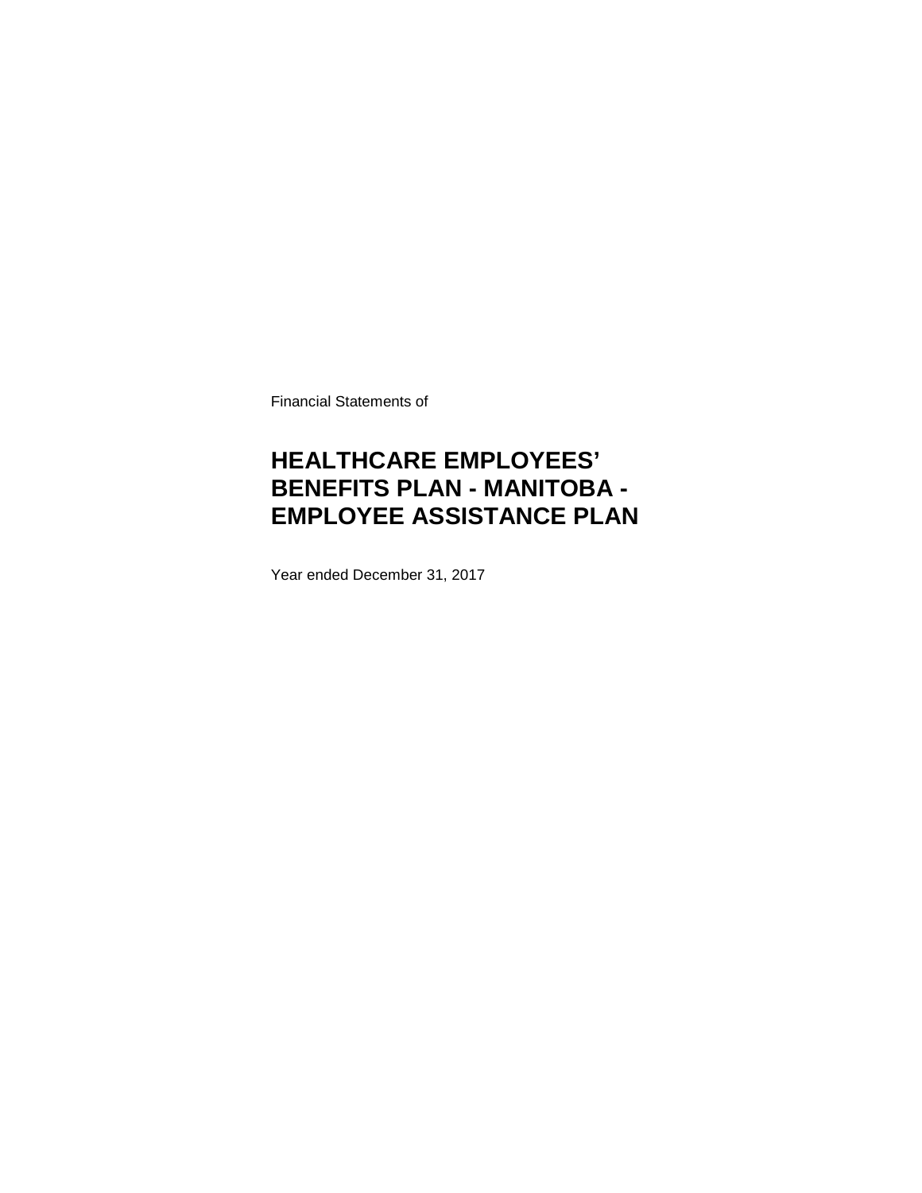Financial Statements of

# HEALTHCARE EMPLOYEES' BENEFITS PLAN - MANITOBA - EMPLOYEE ASSISTANCE PLAN

Year ended December 31, 2017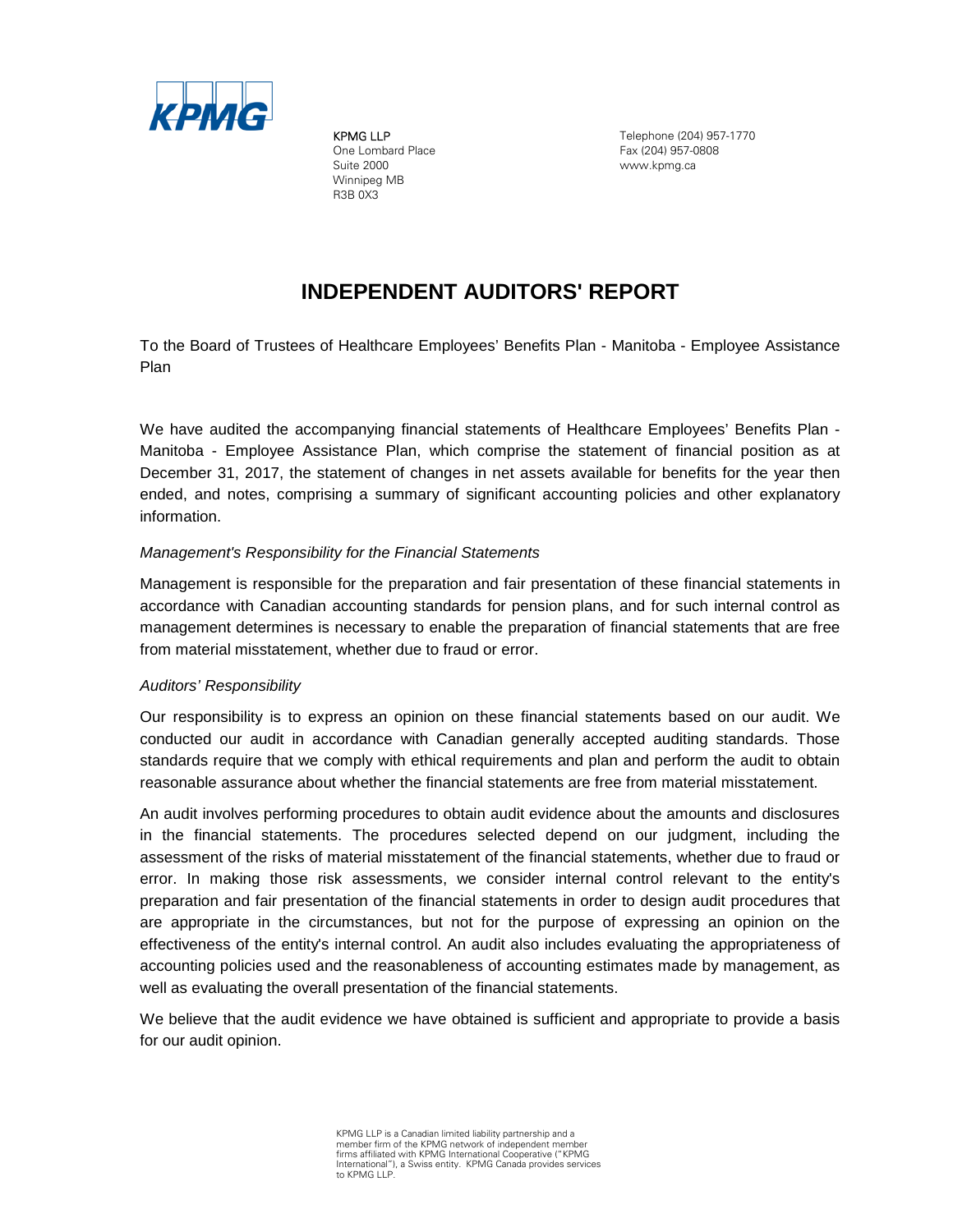KPMG LLP
One Lombard Place
Suite 2000
Winnipeg MB
R3B 0X3

Telephone (204) 957-1770
Fax (204) 957-0808
www.kpmg.ca

# INDEPENDENT AUDITORS' REPORT

To the Board of Trustees of Healthcare Employees' Benefits Plan - Manitoba - Employee Assistance Plan

We have audited the accompanying financial statements of Healthcare Employees' Benefits Plan - Manitoba - Employee Assistance Plan, which comprise the statement of financial position as at December 31, 2017, the statement of changes in net assets available for benefits for the year then ended, and notes, comprising a summary of significant accounting policies and other explanatory information.

*Management's Responsibility for the Financial Statements*

Management is responsible for the preparation and fair presentation of these financial statements in accordance with Canadian accounting standards for pension plans, and for such internal control as management determines is necessary to enable the preparation of financial statements that are free from material misstatement, whether due to fraud or error.

*Auditors' Responsibility*

Our responsibility is to express an opinion on these financial statements based on our audit. We conducted our audit in accordance with Canadian generally accepted auditing standards. Those standards require that we comply with ethical requirements and plan and perform the audit to obtain reasonable assurance about whether the financial statements are free from material misstatement.

An audit involves performing procedures to obtain audit evidence about the amounts and disclosures in the financial statements. The procedures selected depend on our judgment, including the assessment of the risks of material misstatement of the financial statements, whether due to fraud or error. In making those risk assessments, we consider internal control relevant to the entity's preparation and fair presentation of the financial statements in order to design audit procedures that are appropriate in the circumstances, but not for the purpose of expressing an opinion on the effectiveness of the entity's internal control. An audit also includes evaluating the appropriateness of accounting policies used and the reasonableness of accounting estimates made by management, as well as evaluating the overall presentation of the financial statements.

We believe that the audit evidence we have obtained is sufficient and appropriate to provide a basis for our audit opinion.

KPMG LLP is a Canadian limited liability partnership and a member firm of the KPMG network of independent member firms affiliated with KPMG International Cooperative ("KPMG International"), a Swiss entity. KPMG Canada provides services to KPMG LLP.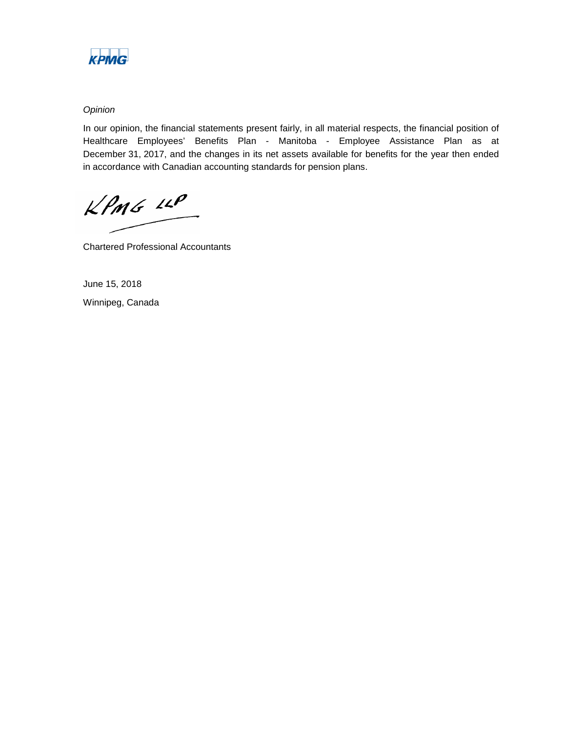*Opinion*

In our opinion, the financial statements present fairly, in all material respects, the financial position of Healthcare Employees' Benefits Plan - Manitoba - Employee Assistance Plan as at December 31, 2017, and the changes in its net assets available for benefits for the year then ended in accordance with Canadian accounting standards for pension plans.

KPMG LLP

Chartered Professional Accountants

June 15, 2018

Winnipeg, Canada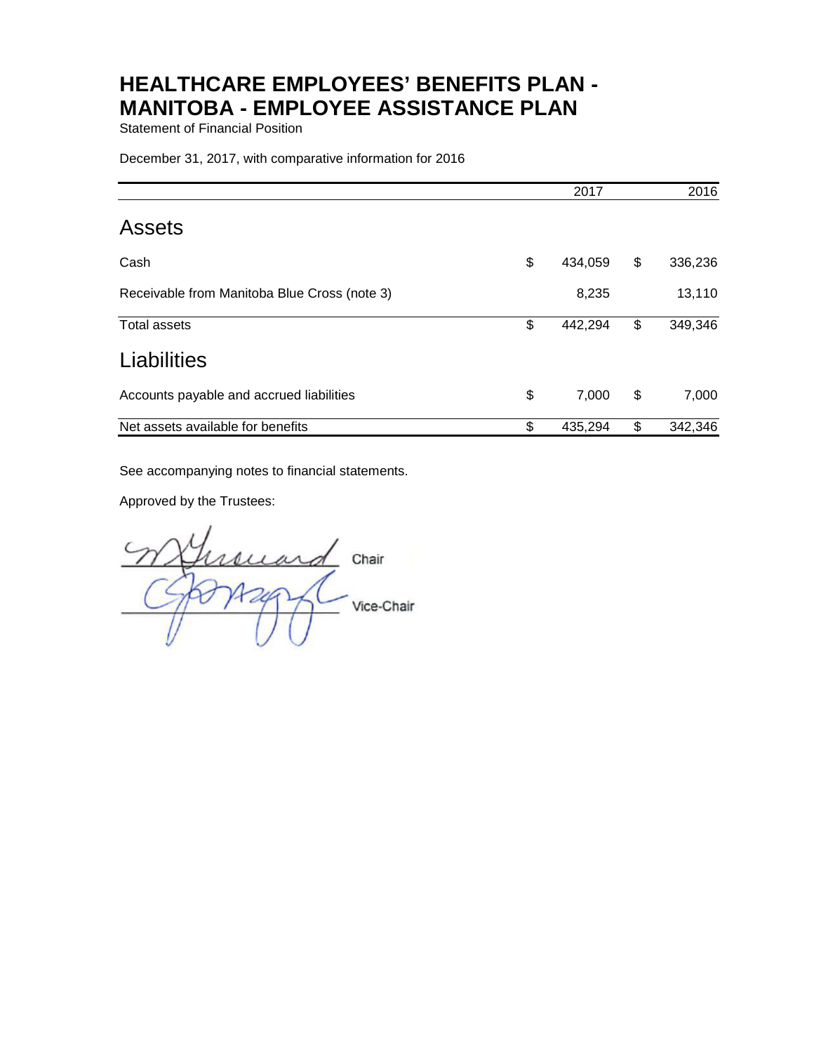# HEALTHCARE EMPLOYEES' BENEFITS PLAN - MANITOBA - EMPLOYEE ASSISTANCE PLAN

Statement of Financial Position

December 31, 2017, with comparative information for 2016

| | 2017 | 2016 |
|---|---|---|
| **Assets** | | |
| Cash | $ 434,059 | $ 336,236 |
| Receivable from Manitoba Blue Cross (note 3) | 8,235 | 13,110 |
| Total assets | $ 442,294 | $ 349,346 |
| **Liabilities** | | |
| Accounts payable and accrued liabilities | $ 7,000 | $ 7,000 |
| Net assets available for benefits | $ 435,294 | $ 342,346 |

See accompanying notes to financial statements.

Approved by the Trustees:

Chair

Vice-Chair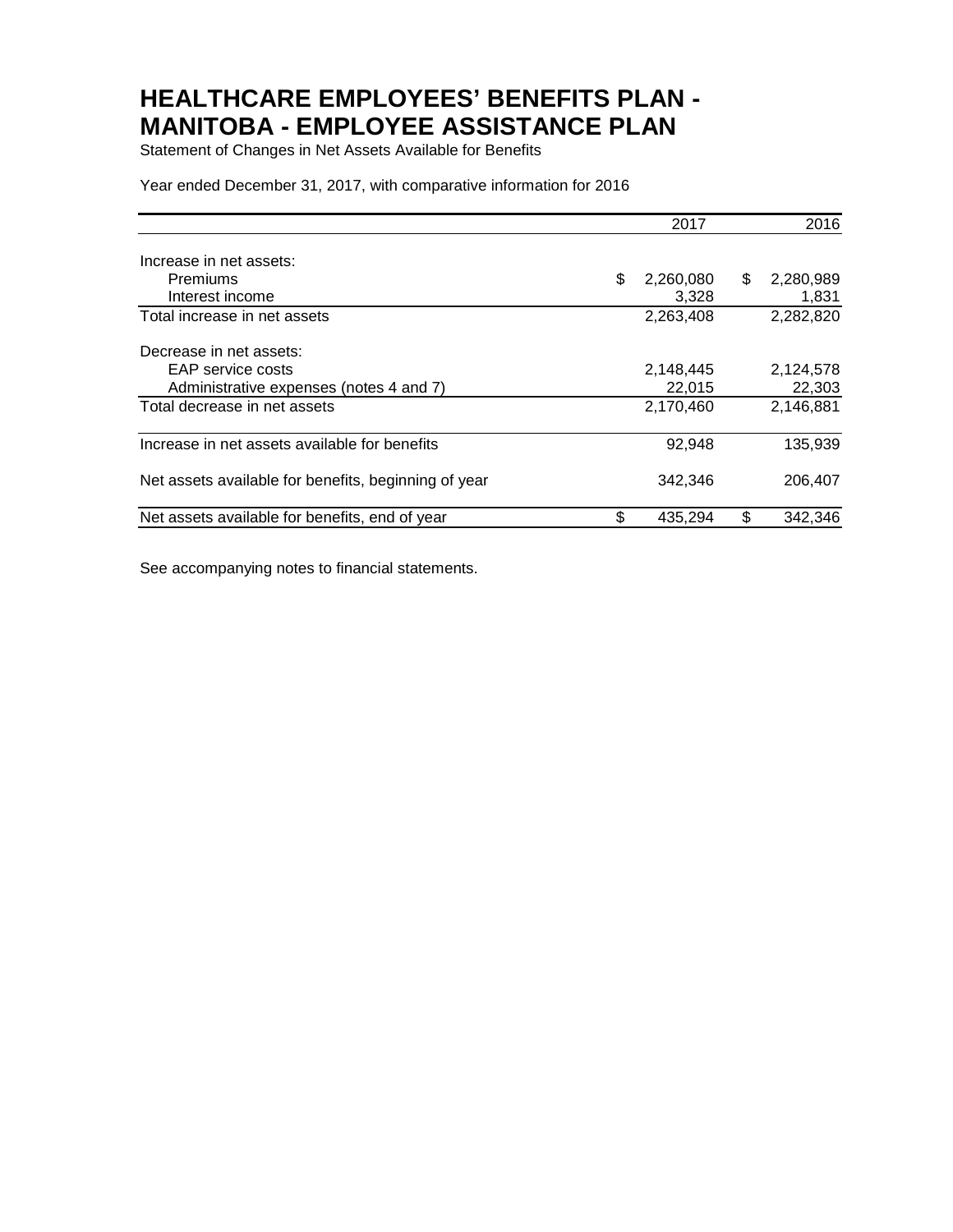# HEALTHCARE EMPLOYEES' BENEFITS PLAN - MANITOBA - EMPLOYEE ASSISTANCE PLAN

Statement of Changes in Net Assets Available for Benefits

Year ended December 31, 2017, with comparative information for 2016

| | 2017 | 2016 |
|---|---|---|
| Increase in net assets: | | |
| Premiums | $ 2,260,080 | $ 2,280,989 |
| Interest income | 3,328 | 1,831 |
| Total increase in net assets | 2,263,408 | 2,282,820 |
| Decrease in net assets: | | |
| EAP service costs | 2,148,445 | 2,124,578 |
| Administrative expenses (notes 4 and 7) | 22,015 | 22,303 |
| Total decrease in net assets | 2,170,460 | 2,146,881 |
| Increase in net assets available for benefits | 92,948 | 135,939 |
| Net assets available for benefits, beginning of year | 342,346 | 206,407 |
| Net assets available for benefits, end of year | $ 435,294 | $ 342,346 |

See accompanying notes to financial statements.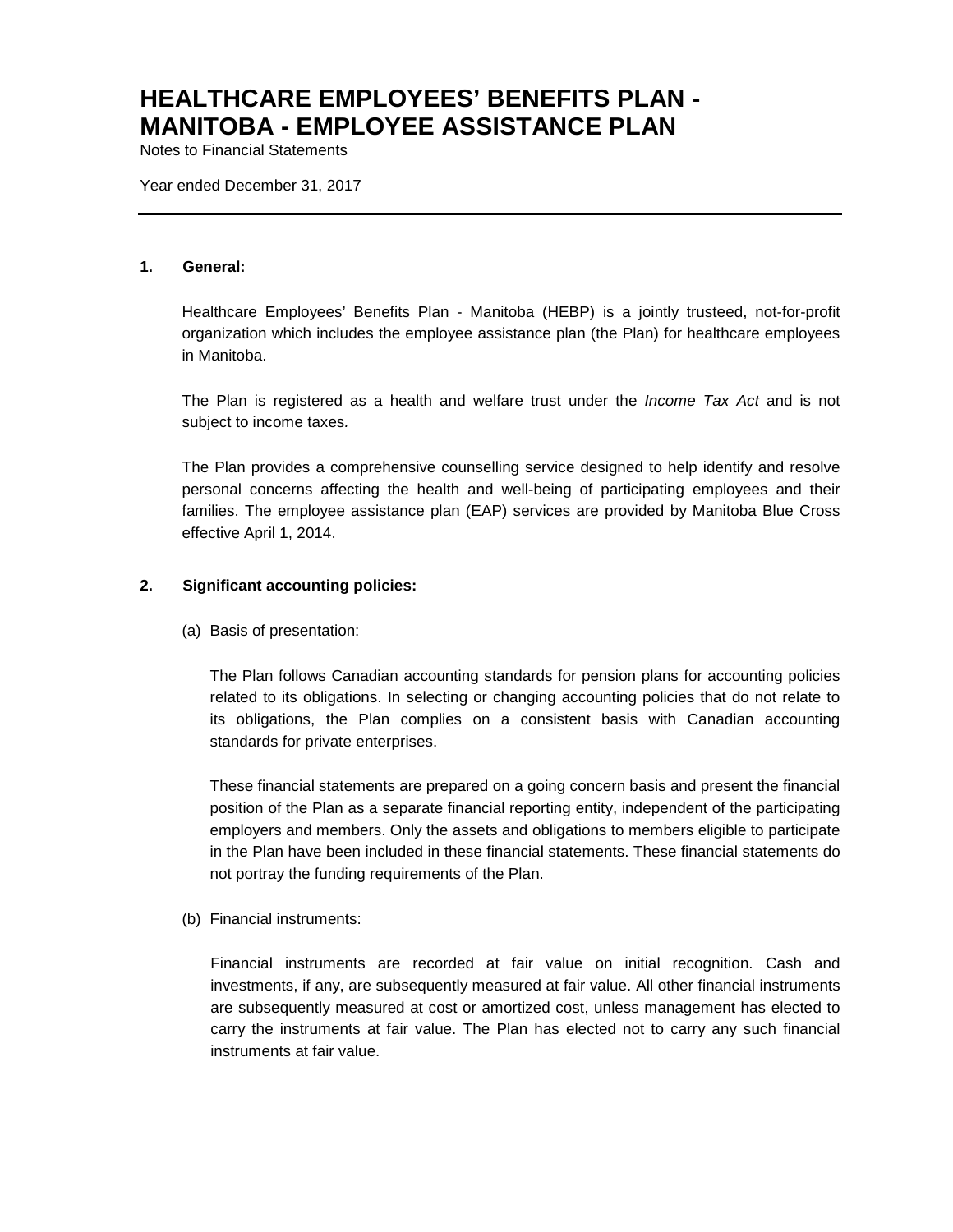# HEALTHCARE EMPLOYEES' BENEFITS PLAN - MANITOBA - EMPLOYEE ASSISTANCE PLAN

Notes to Financial Statements

Year ended December 31, 2017

---

**1. General:**

Healthcare Employees' Benefits Plan - Manitoba (HEBP) is a jointly trusteed, not-for-profit organization which includes the employee assistance plan (the Plan) for healthcare employees in Manitoba.

The Plan is registered as a health and welfare trust under the *Income Tax Act* and is not subject to income taxes.

The Plan provides a comprehensive counselling service designed to help identify and resolve personal concerns affecting the health and well-being of participating employees and their families. The employee assistance plan (EAP) services are provided by Manitoba Blue Cross effective April 1, 2014.

**2. Significant accounting policies:**

(a) Basis of presentation:

The Plan follows Canadian accounting standards for pension plans for accounting policies related to its obligations. In selecting or changing accounting policies that do not relate to its obligations, the Plan complies on a consistent basis with Canadian accounting standards for private enterprises.

These financial statements are prepared on a going concern basis and present the financial position of the Plan as a separate financial reporting entity, independent of the participating employers and members. Only the assets and obligations to members eligible to participate in the Plan have been included in these financial statements. These financial statements do not portray the funding requirements of the Plan.

(b) Financial instruments:

Financial instruments are recorded at fair value on initial recognition. Cash and investments, if any, are subsequently measured at fair value. All other financial instruments are subsequently measured at cost or amortized cost, unless management has elected to carry the instruments at fair value. The Plan has elected not to carry any such financial instruments at fair value.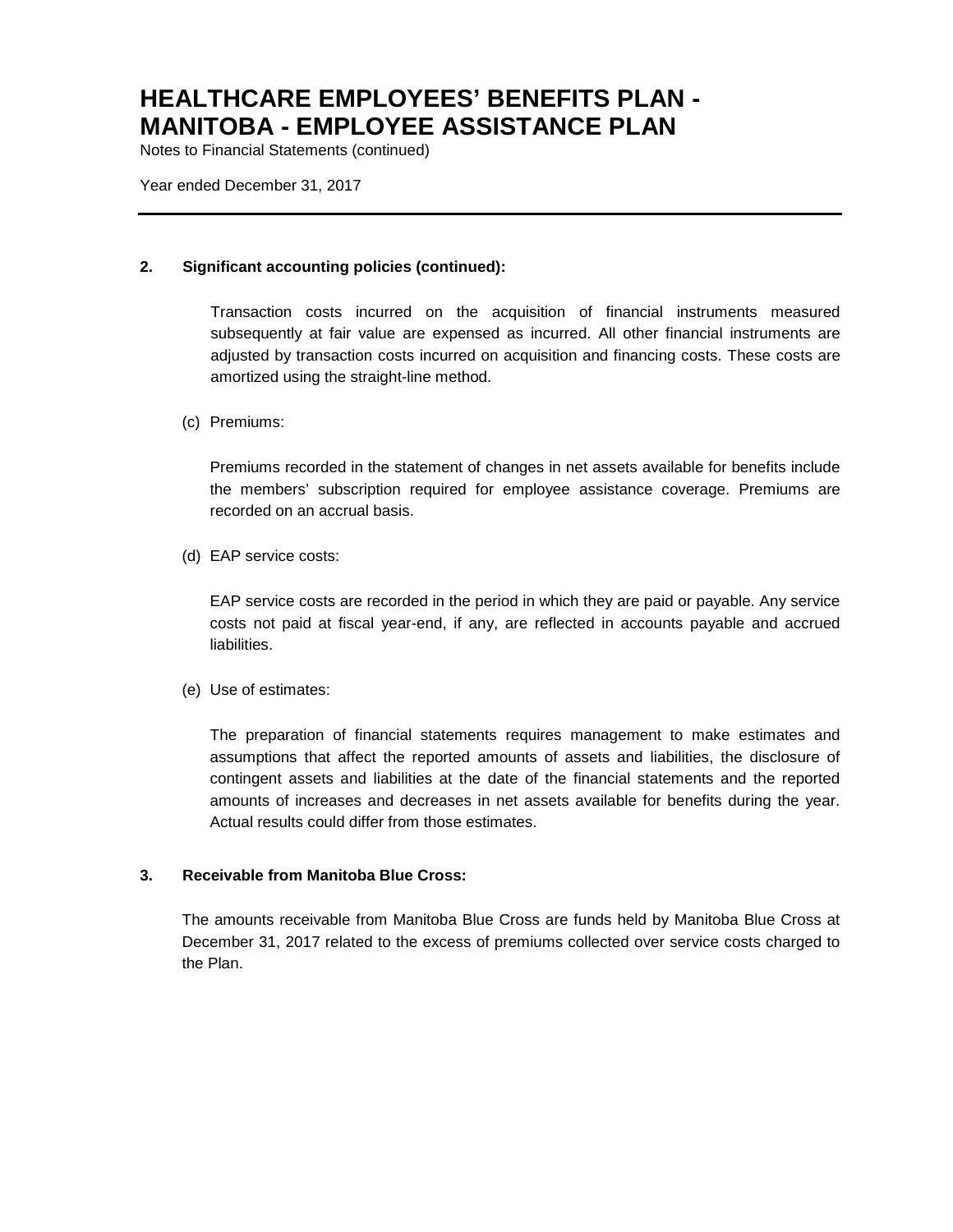# HEALTHCARE EMPLOYEES' BENEFITS PLAN - MANITOBA - EMPLOYEE ASSISTANCE PLAN

Notes to Financial Statements (continued)

Year ended December 31, 2017

---

**2. Significant accounting policies (continued):**

Transaction costs incurred on the acquisition of financial instruments measured subsequently at fair value are expensed as incurred. All other financial instruments are adjusted by transaction costs incurred on acquisition and financing costs. These costs are amortized using the straight-line method.

(c) Premiums:

Premiums recorded in the statement of changes in net assets available for benefits include the members' subscription required for employee assistance coverage. Premiums are recorded on an accrual basis.

(d) EAP service costs:

EAP service costs are recorded in the period in which they are paid or payable. Any service costs not paid at fiscal year-end, if any, are reflected in accounts payable and accrued liabilities.

(e) Use of estimates:

The preparation of financial statements requires management to make estimates and assumptions that affect the reported amounts of assets and liabilities, the disclosure of contingent assets and liabilities at the date of the financial statements and the reported amounts of increases and decreases in net assets available for benefits during the year. Actual results could differ from those estimates.

**3. Receivable from Manitoba Blue Cross:**

The amounts receivable from Manitoba Blue Cross are funds held by Manitoba Blue Cross at December 31, 2017 related to the excess of premiums collected over service costs charged to the Plan.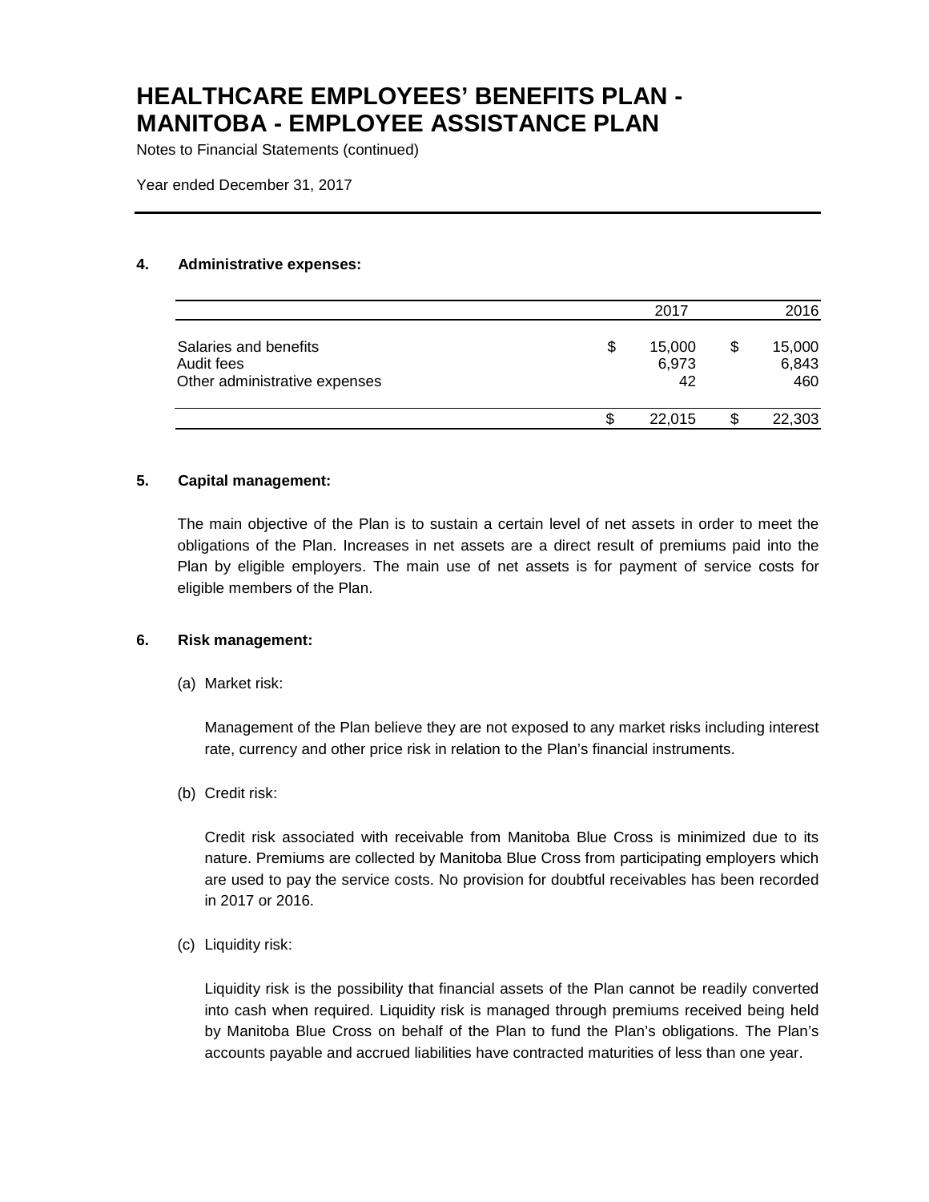# HEALTHCARE EMPLOYEES' BENEFITS PLAN - MANITOBA - EMPLOYEE ASSISTANCE PLAN

Notes to Financial Statements (continued)

Year ended December 31, 2017

## 4. Administrative expenses:

| | 2017 | 2016 |
|---|---|---|
| Salaries and benefits | $ 15,000 | $ 15,000 |
| Audit fees | 6,973 | 6,843 |
| Other administrative expenses | 42 | 460 |
| | $ 22,015 | $ 22,303 |

## 5. Capital management:

The main objective of the Plan is to sustain a certain level of net assets in order to meet the obligations of the Plan. Increases in net assets are a direct result of premiums paid into the Plan by eligible employers. The main use of net assets is for payment of service costs for eligible members of the Plan.

## 6. Risk management:

(a) Market risk:

Management of the Plan believe they are not exposed to any market risks including interest rate, currency and other price risk in relation to the Plan's financial instruments.

(b) Credit risk:

Credit risk associated with receivable from Manitoba Blue Cross is minimized due to its nature. Premiums are collected by Manitoba Blue Cross from participating employers which are used to pay the service costs. No provision for doubtful receivables has been recorded in 2017 or 2016.

(c) Liquidity risk:

Liquidity risk is the possibility that financial assets of the Plan cannot be readily converted into cash when required. Liquidity risk is managed through premiums received being held by Manitoba Blue Cross on behalf of the Plan to fund the Plan's obligations. The Plan's accounts payable and accrued liabilities have contracted maturities of less than one year.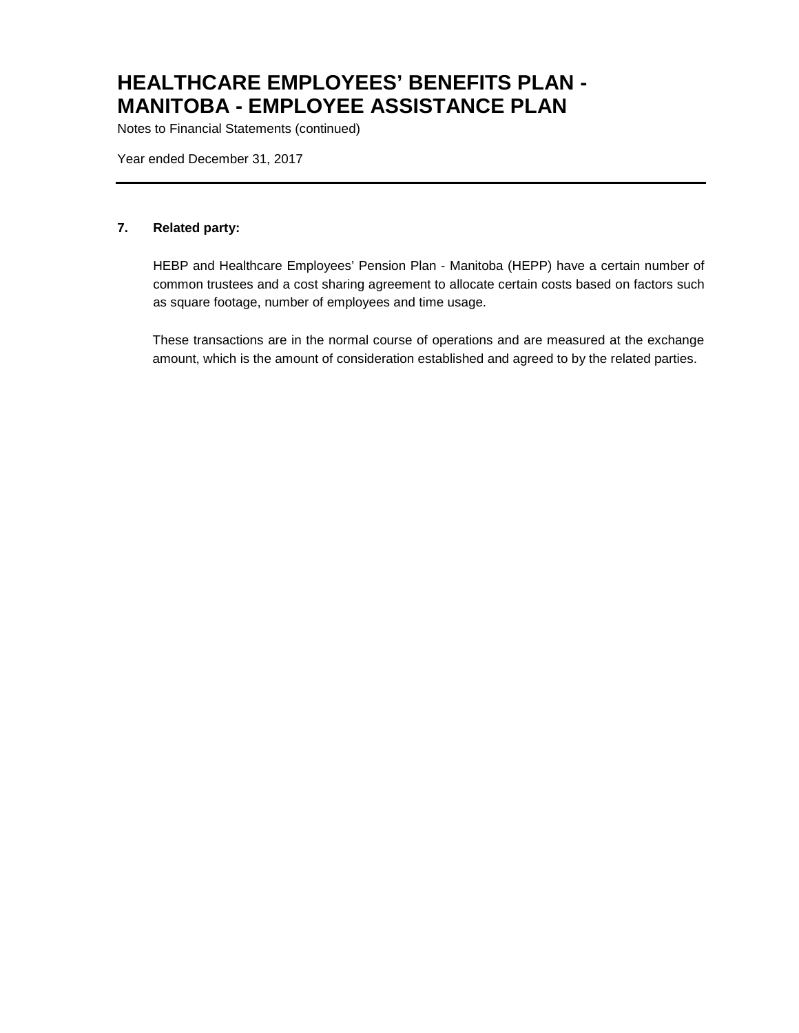# HEALTHCARE EMPLOYEES' BENEFITS PLAN - MANITOBA - EMPLOYEE ASSISTANCE PLAN

Notes to Financial Statements (continued)

Year ended December 31, 2017

---

## 7. Related party:

HEBP and Healthcare Employees' Pension Plan - Manitoba (HEPP) have a certain number of common trustees and a cost sharing agreement to allocate certain costs based on factors such as square footage, number of employees and time usage.

These transactions are in the normal course of operations and are measured at the exchange amount, which is the amount of consideration established and agreed to by the related parties.